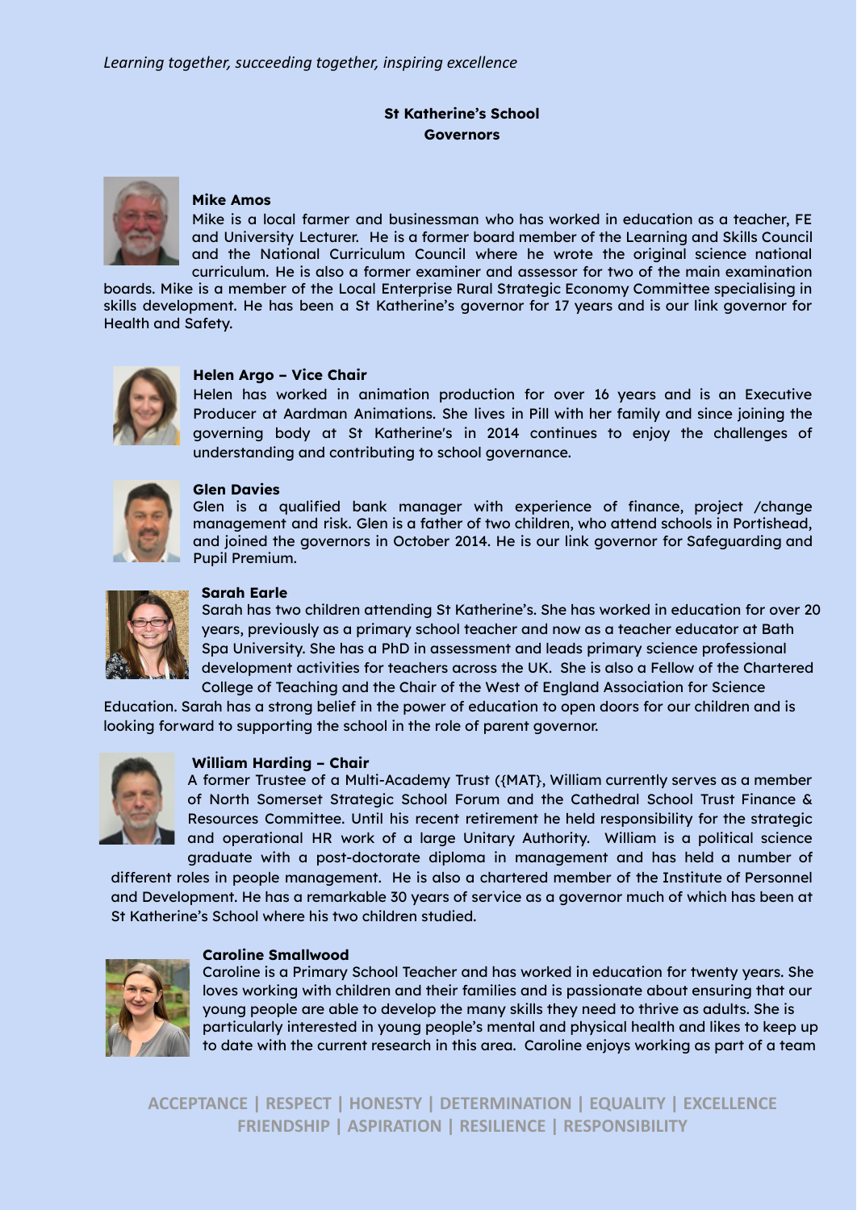*Learning together, succeeding together, inspiring excellence*

**St Katherine's School**
**Governors**

**Mike Amos**

Mike is a local farmer and businessman who has worked in education as a teacher, FE and University Lecturer. He is a former board member of the Learning and Skills Council and the National Curriculum Council where he wrote the original science national curriculum. He is also a former examiner and assessor for two of the main examination boards. Mike is a member of the Local Enterprise Rural Strategic Economy Committee specialising in skills development. He has been a St Katherine's governor for 17 years and is our link governor for Health and Safety.

**Helen Argo – Vice Chair**

Helen has worked in animation production for over 16 years and is an Executive Producer at Aardman Animations. She lives in Pill with her family and since joining the governing body at St Katherine's in 2014 continues to enjoy the challenges of understanding and contributing to school governance.

**Glen Davies**

Glen is a qualified bank manager with experience of finance, project /change management and risk. Glen is a father of two children, who attend schools in Portishead, and joined the governors in October 2014. He is our link governor for Safeguarding and Pupil Premium.

**Sarah Earle**

Sarah has two children attending St Katherine's. She has worked in education for over 20 years, previously as a primary school teacher and now as a teacher educator at Bath Spa University. She has a PhD in assessment and leads primary science professional development activities for teachers across the UK. She is also a Fellow of the Chartered College of Teaching and the Chair of the West of England Association for Science Education. Sarah has a strong belief in the power of education to open doors for our children and is looking forward to supporting the school in the role of parent governor.

**William Harding – Chair**

A former Trustee of a Multi-Academy Trust ({MAT}, William currently serves as a member of North Somerset Strategic School Forum and the Cathedral School Trust Finance & Resources Committee. Until his recent retirement he held responsibility for the strategic and operational HR work of a large Unitary Authority. William is a political science graduate with a post-doctorate diploma in management and has held a number of different roles in people management. He is also a chartered member of the Institute of Personnel and Development. He has a remarkable 30 years of service as a governor much of which has been at St Katherine's School where his two children studied.

**Caroline Smallwood**

Caroline is a Primary School Teacher and has worked in education for twenty years. She loves working with children and their families and is passionate about ensuring that our young people are able to develop the many skills they need to thrive as adults. She is particularly interested in young people's mental and physical health and likes to keep up to date with the current research in this area. Caroline enjoys working as part of a team

ACCEPTANCE | RESPECT | HONESTY | DETERMINATION | EQUALITY | EXCELLENCE
FRIENDSHIP | ASPIRATION | RESILIENCE | RESPONSIBILITY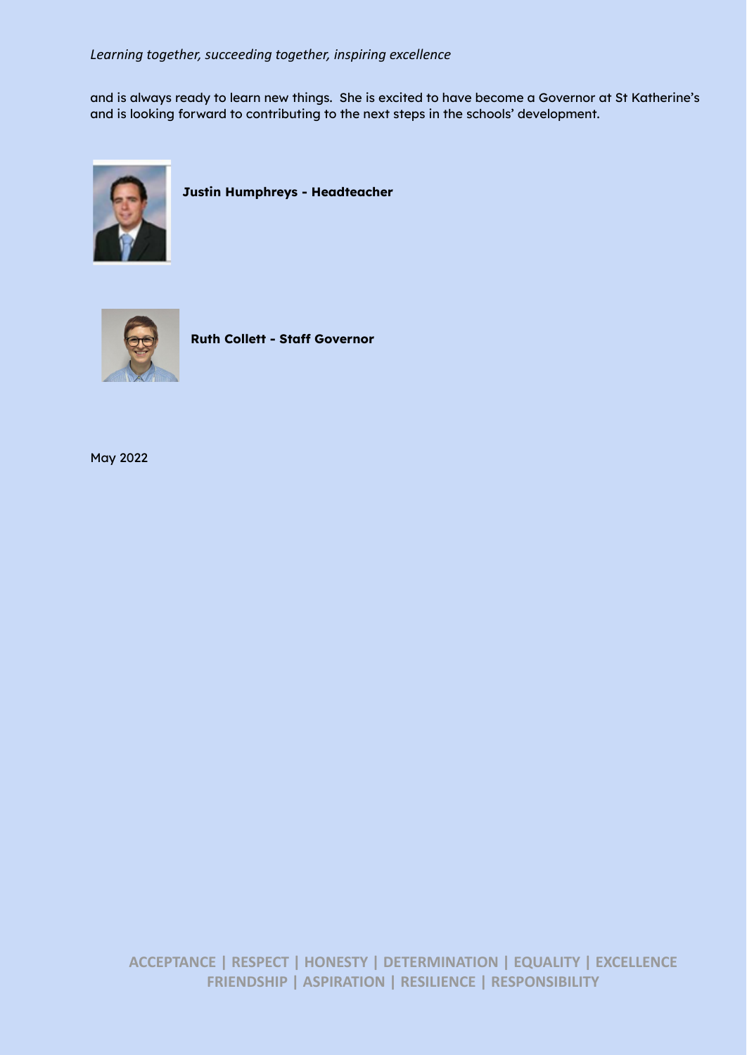and is always ready to learn new things.  She is excited to have become a Governor at St Katherine's and is looking forward to contributing to the next steps in the schools' development.

**Justin Humphreys - Headteacher**

**Ruth Collett - Staff Governor**

May 2022